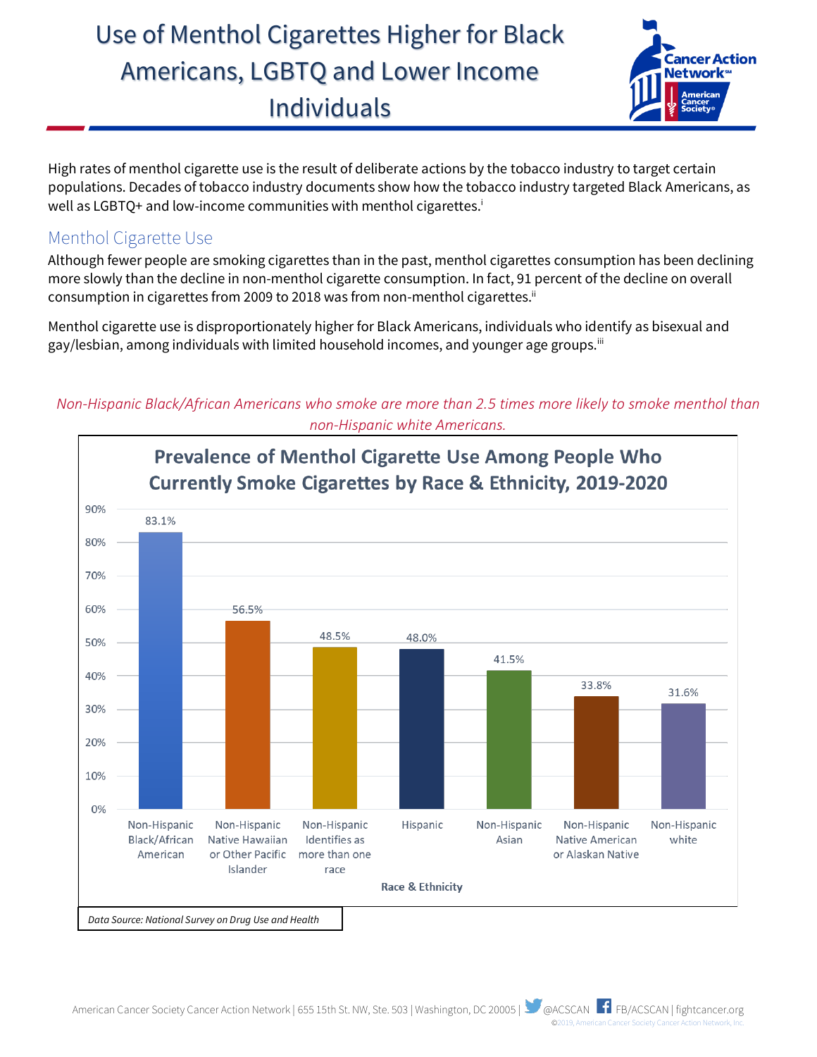# Use of Menthol Cigarettes Higher for Black Americans, LGBTQ and Lower Income Individuals

High rates of menthol cigarette use is the result of deliberate actions by the tobacco industry to target certain populations. Decades of tobacco industry documents show how the tobacco industry targeted Black Americans, as well as LGBTQ+ and low-income communities with menthol cigarettes.[i]

## Menthol Cigarette Use

Although fewer people are smoking cigarettes than in the past, menthol cigarettes consumption has been declining more slowly than the decline in non-menthol cigarette consumption. In fact, 91 percent of the decline on overall consumption in cigarettes from 2009 to 2018 was from non-menthol cigarettes.[ii]

Menthol cigarette use is disproportionately higher for Black Americans, individuals who identify as bisexual and gay/lesbian, among individuals with limited household incomes, and younger age groups.[iii]

*Non-Hispanic Black/African Americans who smoke are more than 2.5 times more likely to smoke menthol than non-Hispanic white Americans.*

**Prevalence of Menthol Cigarette Use Among People Who Currently Smoke Cigarettes by Race & Ethnicity, 2019-2020**

| Race & Ethnicity | Prevalence |
|---|---|
| Non-Hispanic Black/African American | 83.1% |
| Non-Hispanic Native Hawaiian or Other Pacific Islander | 56.5% |
| Non-Hispanic Identifies as more than one race | 48.5% |
| Hispanic | 48.0% |
| Non-Hispanic Asian | 41.5% |
| Non-Hispanic Native American or Alaskan Native | 33.8% |
| Non-Hispanic white | 31.6% |

*Data Source: National Survey on Drug Use and Health*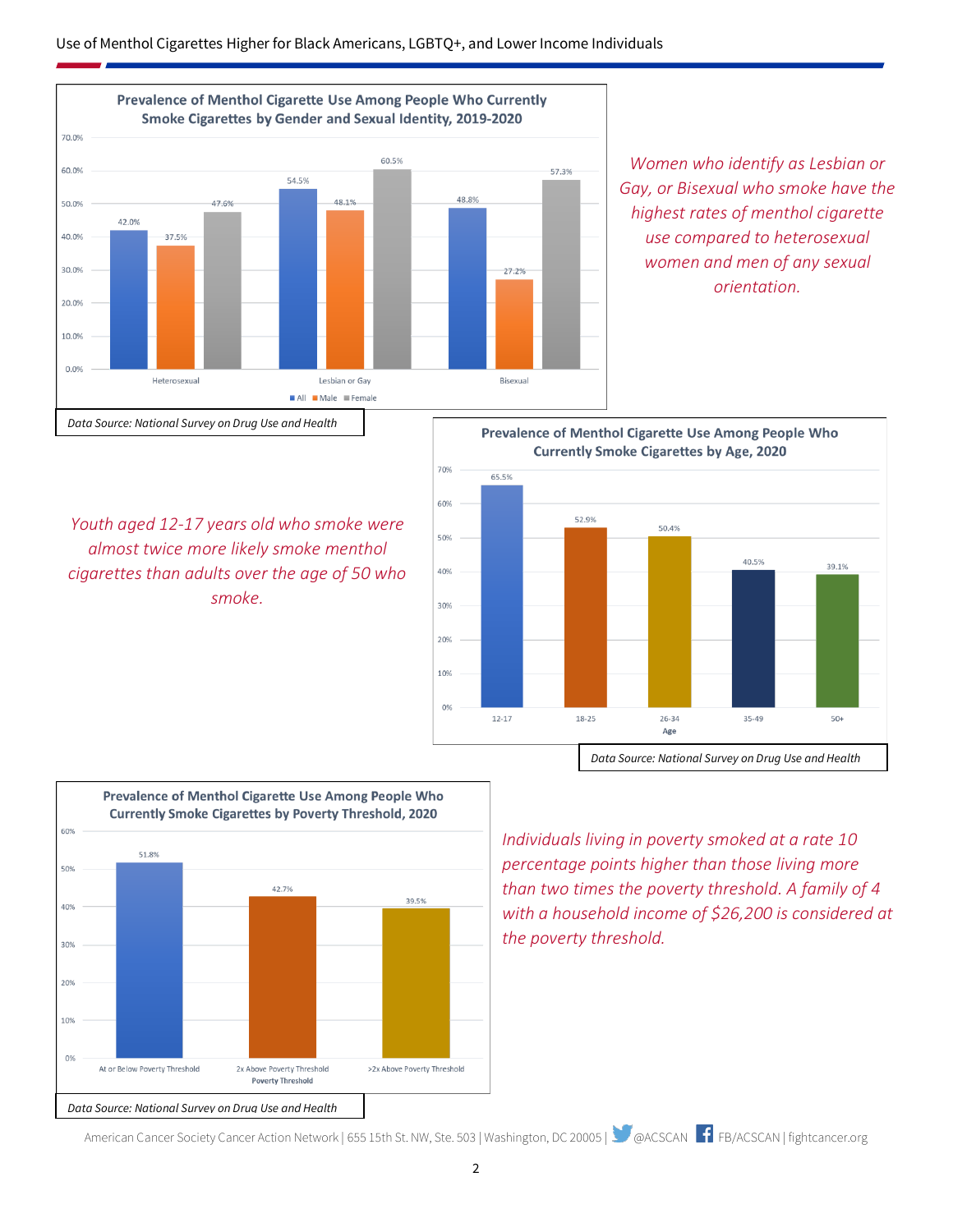Use of Menthol Cigarettes Higher for Black Americans, LGBTQ+, and Lower Income Individuals

**Prevalence of Menthol Cigarette Use Among People Who Currently Smoke Cigarettes by Gender and Sexual Identity, 2019-2020**

| | All | Male | Female |
|---|---|---|---|
| Heterosexual | 42.0% | 37.5% | 47.6% |
| Lesbian or Gay | 54.5% | 48.1% | 60.5% |
| Bisexual | 48.8% | 27.2% | 57.3% |

*Data Source: National Survey on Drug Use and Health*

*Women who identify as Lesbian or Gay, or Bisexual who smoke have the highest rates of menthol cigarette use compared to heterosexual women and men of any sexual orientation.*

**Prevalence of Menthol Cigarette Use Among People Who Currently Smoke Cigarettes by Age, 2020**

| Age | Prevalence |
|---|---|
| 12-17 | 65.5% |
| 18-25 | 52.9% |
| 26-34 | 50.4% |
| 35-49 | 40.5% |
| 50+ | 39.1% |

*Data Source: National Survey on Drug Use and Health*

*Youth aged 12-17 years old who smoke were almost twice more likely smoke menthol cigarettes than adults over the age of 50 who smoke.*

**Prevalence of Menthol Cigarette Use Among People Who Currently Smoke Cigarettes by Poverty Threshold, 2020**

| Poverty Threshold | Prevalence |
|---|---|
| At or Below Poverty Threshold | 51.8% |
| 2x Above Poverty Threshold | 42.7% |
| >2x Above Poverty Threshold | 39.5% |

*Data Source: National Survey on Drug Use and Health*

*Individuals living in poverty smoked at a rate 10 percentage points higher than those living more than two times the poverty threshold. A family of 4 with a household income of $26,200 is considered at the poverty threshold.*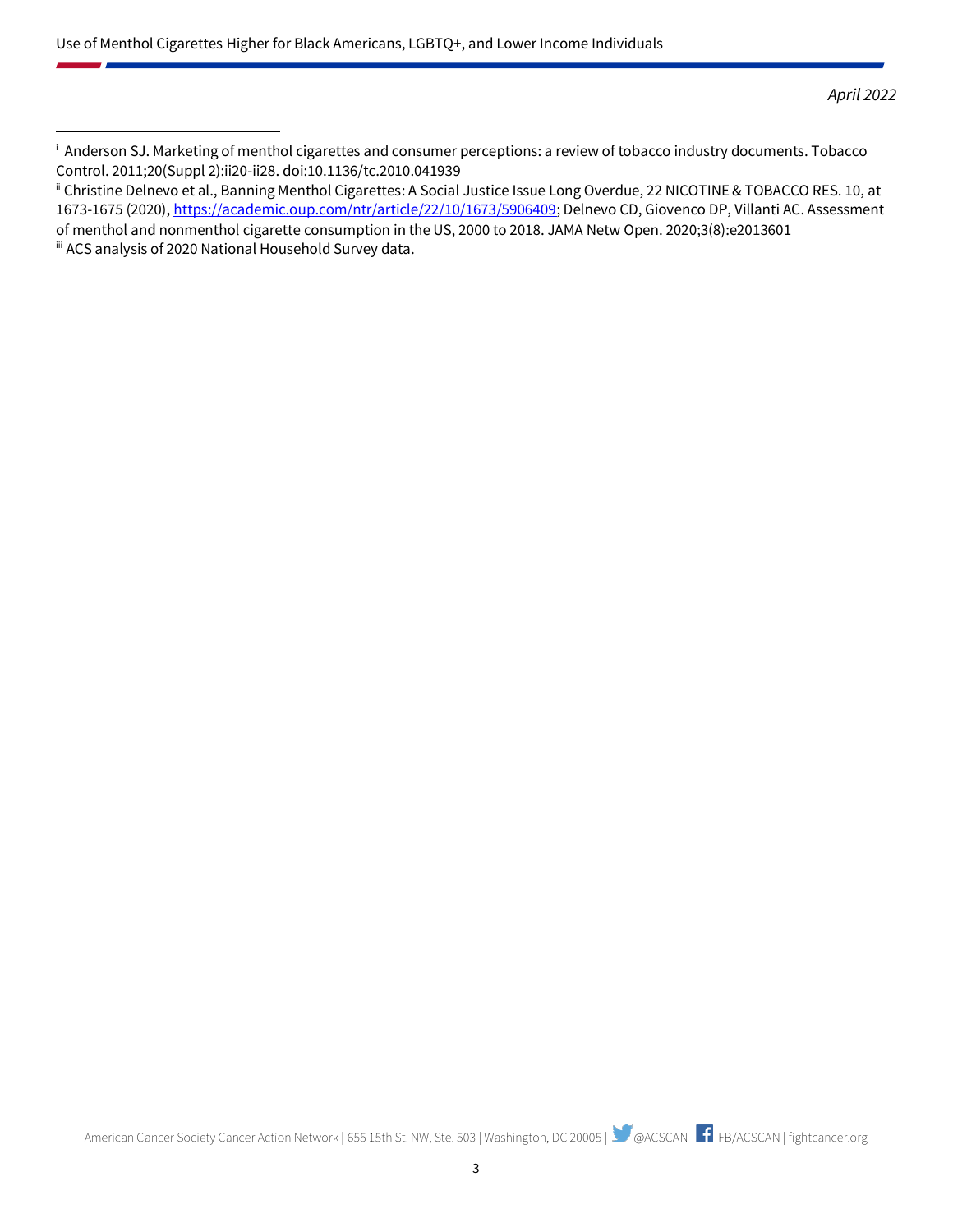April 2022

[i] Anderson SJ. Marketing of menthol cigarettes and consumer perceptions: a review of tobacco industry documents. Tobacco Control. 2011;20(Suppl 2):ii20-ii28. doi:10.1136/tc.2010.041939

[ii] Christine Delnevo et al., Banning Menthol Cigarettes: A Social Justice Issue Long Overdue, 22 NICOTINE & TOBACCO RES. 10, at 1673-1675 (2020), https://academic.oup.com/ntr/article/22/10/1673/5906409; Delnevo CD, Giovenco DP, Villanti AC. Assessment of menthol and nonmenthol cigarette consumption in the US, 2000 to 2018. JAMA Netw Open. 2020;3(8):e2013601

[iii] ACS analysis of 2020 National Household Survey data.

American Cancer Society Cancer Action Network | 655 15th St. NW, Ste. 503 | Washington, DC 20005 | @ACSCAN FB/ACSCAN | fightcancer.org